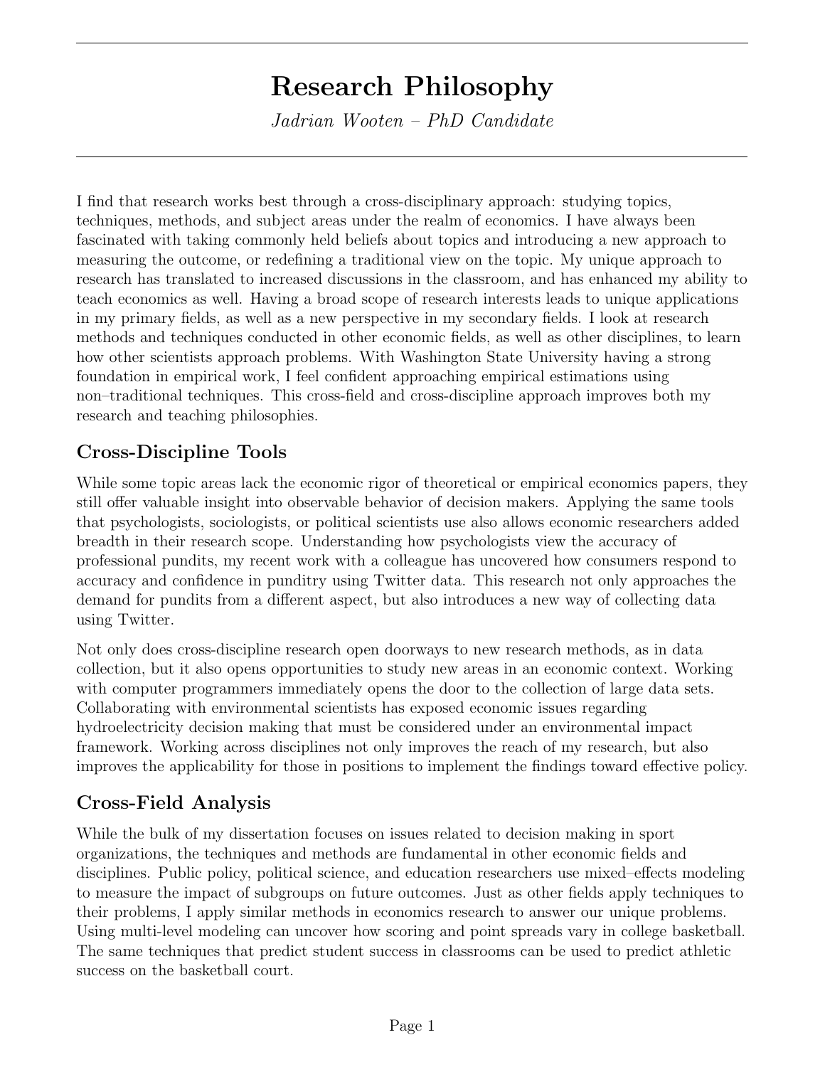# Research Philosophy

*Jadrian Wooten – PhD Candidate*

I find that research works best through a cross-disciplinary approach: studying topics, techniques, methods, and subject areas under the realm of economics. I have always been fascinated with taking commonly held beliefs about topics and introducing a new approach to measuring the outcome, or redefining a traditional view on the topic. My unique approach to research has translated to increased discussions in the classroom, and has enhanced my ability to teach economics as well. Having a broad scope of research interests leads to unique applications in my primary fields, as well as a new perspective in my secondary fields. I look at research methods and techniques conducted in other economic fields, as well as other disciplines, to learn how other scientists approach problems. With Washington State University having a strong foundation in empirical work, I feel confident approaching empirical estimations using non–traditional techniques. This cross-field and cross-discipline approach improves both my research and teaching philosophies.

## Cross-Discipline Tools

While some topic areas lack the economic rigor of theoretical or empirical economics papers, they still offer valuable insight into observable behavior of decision makers. Applying the same tools that psychologists, sociologists, or political scientists use also allows economic researchers added breadth in their research scope. Understanding how psychologists view the accuracy of professional pundits, my recent work with a colleague has uncovered how consumers respond to accuracy and confidence in punditry using Twitter data. This research not only approaches the demand for pundits from a different aspect, but also introduces a new way of collecting data using Twitter.

Not only does cross-discipline research open doorways to new research methods, as in data collection, but it also opens opportunities to study new areas in an economic context. Working with computer programmers immediately opens the door to the collection of large data sets. Collaborating with environmental scientists has exposed economic issues regarding hydroelectricity decision making that must be considered under an environmental impact framework. Working across disciplines not only improves the reach of my research, but also improves the applicability for those in positions to implement the findings toward effective policy.

## Cross-Field Analysis

While the bulk of my dissertation focuses on issues related to decision making in sport organizations, the techniques and methods are fundamental in other economic fields and disciplines. Public policy, political science, and education researchers use mixed–effects modeling to measure the impact of subgroups on future outcomes. Just as other fields apply techniques to their problems, I apply similar methods in economics research to answer our unique problems. Using multi-level modeling can uncover how scoring and point spreads vary in college basketball. The same techniques that predict student success in classrooms can be used to predict athletic success on the basketball court.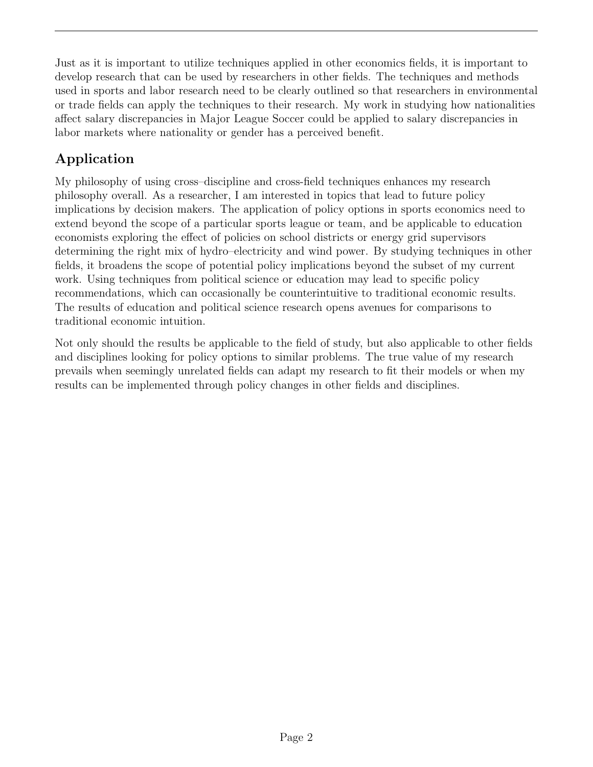Just as it is important to utilize techniques applied in other economics fields, it is important to develop research that can be used by researchers in other fields. The techniques and methods used in sports and labor research need to be clearly outlined so that researchers in environmental or trade fields can apply the techniques to their research. My work in studying how nationalities affect salary discrepancies in Major League Soccer could be applied to salary discrepancies in labor markets where nationality or gender has a perceived benefit.

## Application

My philosophy of using cross–discipline and cross-field techniques enhances my research philosophy overall. As a researcher, I am interested in topics that lead to future policy implications by decision makers. The application of policy options in sports economics need to extend beyond the scope of a particular sports league or team, and be applicable to education economists exploring the effect of policies on school districts or energy grid supervisors determining the right mix of hydro–electricity and wind power. By studying techniques in other fields, it broadens the scope of potential policy implications beyond the subset of my current work. Using techniques from political science or education may lead to specific policy recommendations, which can occasionally be counterintuitive to traditional economic results. The results of education and political science research opens avenues for comparisons to traditional economic intuition.

Not only should the results be applicable to the field of study, but also applicable to other fields and disciplines looking for policy options to similar problems. The true value of my research prevails when seemingly unrelated fields can adapt my research to fit their models or when my results can be implemented through policy changes in other fields and disciplines.